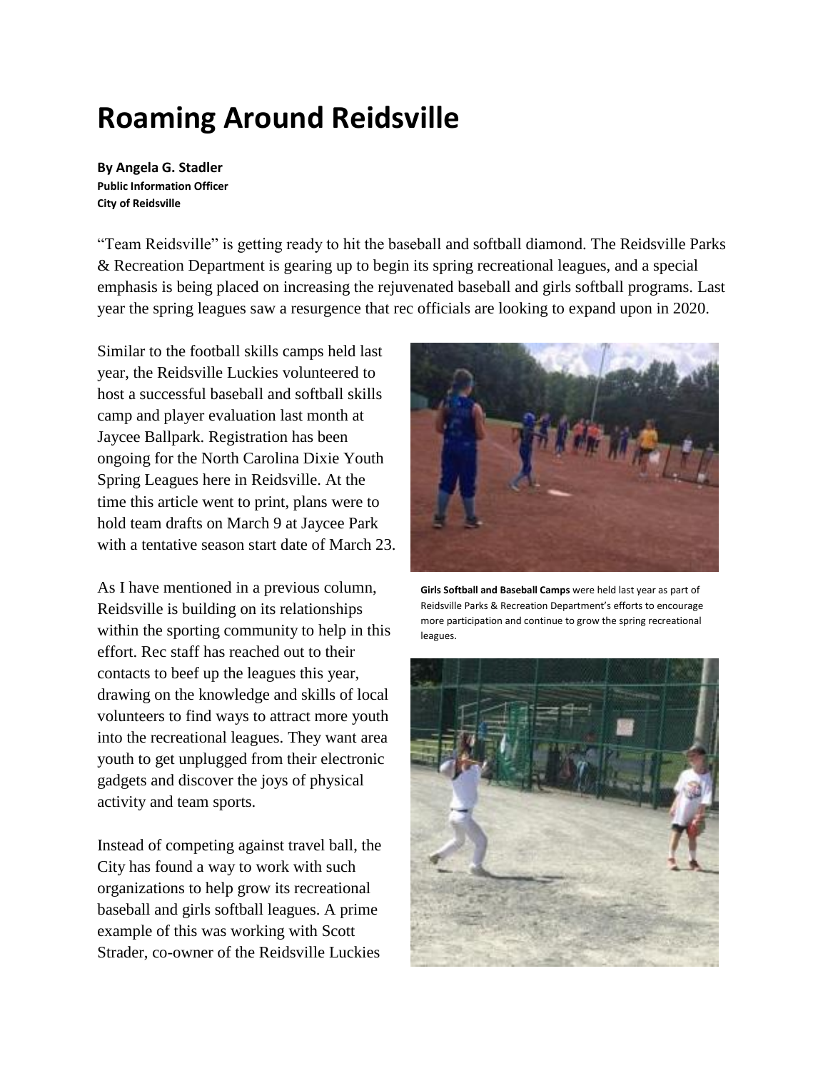# Roaming Around Reidsville

**By Angela G. Stadler**
**Public Information Officer**
**City of Reidsville**

"Team Reidsville" is getting ready to hit the baseball and softball diamond. The Reidsville Parks & Recreation Department is gearing up to begin its spring recreational leagues, and a special emphasis is being placed on increasing the rejuvenated baseball and girls softball programs. Last year the spring leagues saw a resurgence that rec officials are looking to expand upon in 2020.

Similar to the football skills camps held last year, the Reidsville Luckies volunteered to host a successful baseball and softball skills camp and player evaluation last month at Jaycee Ballpark. Registration has been ongoing for the North Carolina Dixie Youth Spring Leagues here in Reidsville. At the time this article went to print, plans were to hold team drafts on March 9 at Jaycee Park with a tentative season start date of March 23.

**Girls Softball and Baseball Camps** were held last year as part of Reidsville Parks & Recreation Department's efforts to encourage more participation and continue to grow the spring recreational leagues.

As I have mentioned in a previous column, Reidsville is building on its relationships within the sporting community to help in this effort. Rec staff has reached out to their contacts to beef up the leagues this year, drawing on the knowledge and skills of local volunteers to find ways to attract more youth into the recreational leagues. They want area youth to get unplugged from their electronic gadgets and discover the joys of physical activity and team sports.

Instead of competing against travel ball, the City has found a way to work with such organizations to help grow its recreational baseball and girls softball leagues. A prime example of this was working with Scott Strader, co-owner of the Reidsville Luckies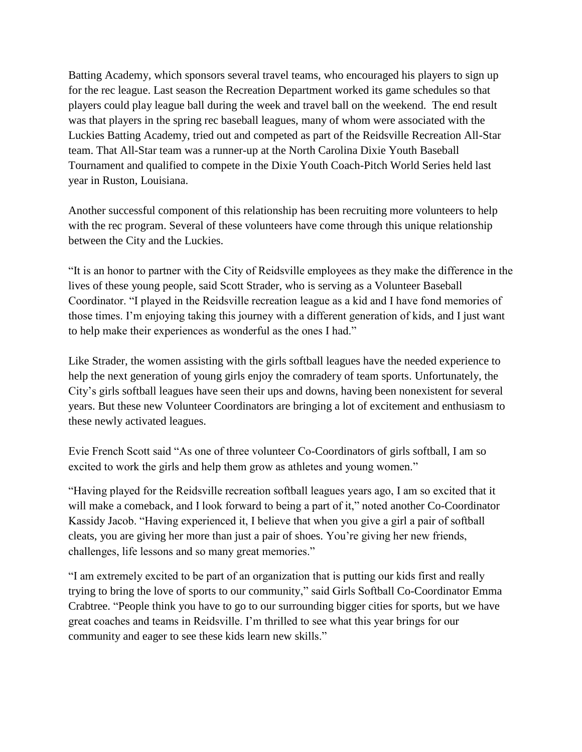Batting Academy, which sponsors several travel teams, who encouraged his players to sign up for the rec league. Last season the Recreation Department worked its game schedules so that players could play league ball during the week and travel ball on the weekend. The end result was that players in the spring rec baseball leagues, many of whom were associated with the Luckies Batting Academy, tried out and competed as part of the Reidsville Recreation All-Star team. That All-Star team was a runner-up at the North Carolina Dixie Youth Baseball Tournament and qualified to compete in the Dixie Youth Coach-Pitch World Series held last year in Ruston, Louisiana.

Another successful component of this relationship has been recruiting more volunteers to help with the rec program. Several of these volunteers have come through this unique relationship between the City and the Luckies.

"It is an honor to partner with the City of Reidsville employees as they make the difference in the lives of these young people, said Scott Strader, who is serving as a Volunteer Baseball Coordinator. "I played in the Reidsville recreation league as a kid and I have fond memories of those times. I'm enjoying taking this journey with a different generation of kids, and I just want to help make their experiences as wonderful as the ones I had."

Like Strader, the women assisting with the girls softball leagues have the needed experience to help the next generation of young girls enjoy the comradery of team sports. Unfortunately, the City's girls softball leagues have seen their ups and downs, having been nonexistent for several years. But these new Volunteer Coordinators are bringing a lot of excitement and enthusiasm to these newly activated leagues.

Evie French Scott said "As one of three volunteer Co-Coordinators of girls softball, I am so excited to work the girls and help them grow as athletes and young women."

"Having played for the Reidsville recreation softball leagues years ago, I am so excited that it will make a comeback, and I look forward to being a part of it," noted another Co-Coordinator Kassidy Jacob. "Having experienced it, I believe that when you give a girl a pair of softball cleats, you are giving her more than just a pair of shoes. You're giving her new friends, challenges, life lessons and so many great memories."

"I am extremely excited to be part of an organization that is putting our kids first and really trying to bring the love of sports to our community," said Girls Softball Co-Coordinator Emma Crabtree. "People think you have to go to our surrounding bigger cities for sports, but we have great coaches and teams in Reidsville. I'm thrilled to see what this year brings for our community and eager to see these kids learn new skills."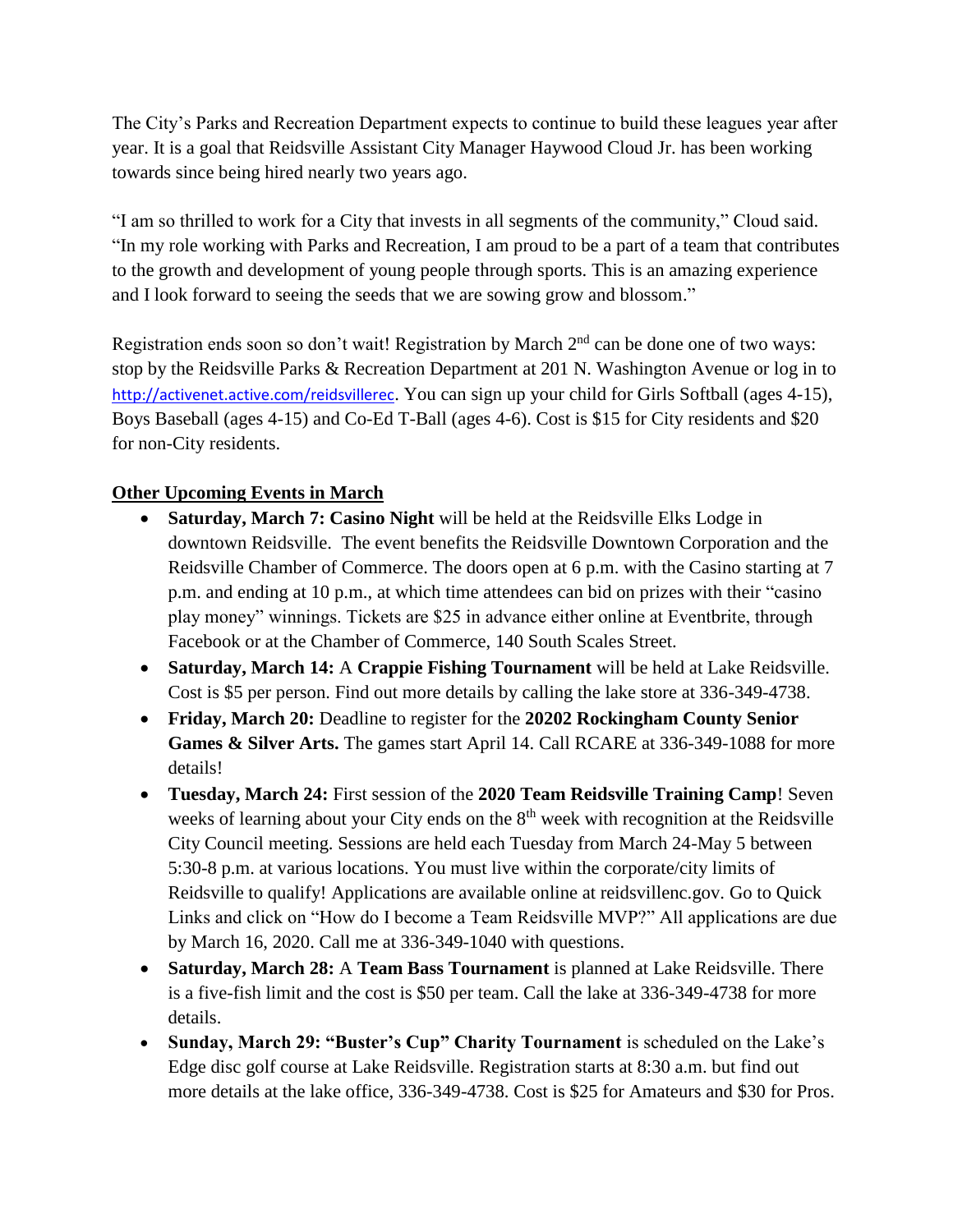The City's Parks and Recreation Department expects to continue to build these leagues year after year. It is a goal that Reidsville Assistant City Manager Haywood Cloud Jr. has been working towards since being hired nearly two years ago.

"I am so thrilled to work for a City that invests in all segments of the community," Cloud said. "In my role working with Parks and Recreation, I am proud to be a part of a team that contributes to the growth and development of young people through sports. This is an amazing experience and I look forward to seeing the seeds that we are sowing grow and blossom."

Registration ends soon so don't wait! Registration by March 2nd can be done one of two ways: stop by the Reidsville Parks & Recreation Department at 201 N. Washington Avenue or log in to http://activenet.active.com/reidsvillerec. You can sign up your child for Girls Softball (ages 4-15), Boys Baseball (ages 4-15) and Co-Ed T-Ball (ages 4-6). Cost is $15 for City residents and $20 for non-City residents.

**Other Upcoming Events in March**

- **Saturday, March 7: Casino Night** will be held at the Reidsville Elks Lodge in downtown Reidsville. The event benefits the Reidsville Downtown Corporation and the Reidsville Chamber of Commerce. The doors open at 6 p.m. with the Casino starting at 7 p.m. and ending at 10 p.m., at which time attendees can bid on prizes with their "casino play money" winnings. Tickets are $25 in advance either online at Eventbrite, through Facebook or at the Chamber of Commerce, 140 South Scales Street.
- **Saturday, March 14:** A **Crappie Fishing Tournament** will be held at Lake Reidsville. Cost is $5 per person. Find out more details by calling the lake store at 336-349-4738.
- **Friday, March 20:** Deadline to register for the **20202 Rockingham County Senior Games & Silver Arts.** The games start April 14. Call RCARE at 336-349-1088 for more details!
- **Tuesday, March 24:** First session of the **2020 Team Reidsville Training Camp**! Seven weeks of learning about your City ends on the 8th week with recognition at the Reidsville City Council meeting. Sessions are held each Tuesday from March 24-May 5 between 5:30-8 p.m. at various locations. You must live within the corporate/city limits of Reidsville to qualify! Applications are available online at reidsvillenc.gov. Go to Quick Links and click on "How do I become a Team Reidsville MVP?" All applications are due by March 16, 2020. Call me at 336-349-1040 with questions.
- **Saturday, March 28:** A **Team Bass Tournament** is planned at Lake Reidsville. There is a five-fish limit and the cost is $50 per team. Call the lake at 336-349-4738 for more details.
- **Sunday, March 29: "Buster's Cup" Charity Tournament** is scheduled on the Lake's Edge disc golf course at Lake Reidsville. Registration starts at 8:30 a.m. but find out more details at the lake office, 336-349-4738. Cost is $25 for Amateurs and $30 for Pros.